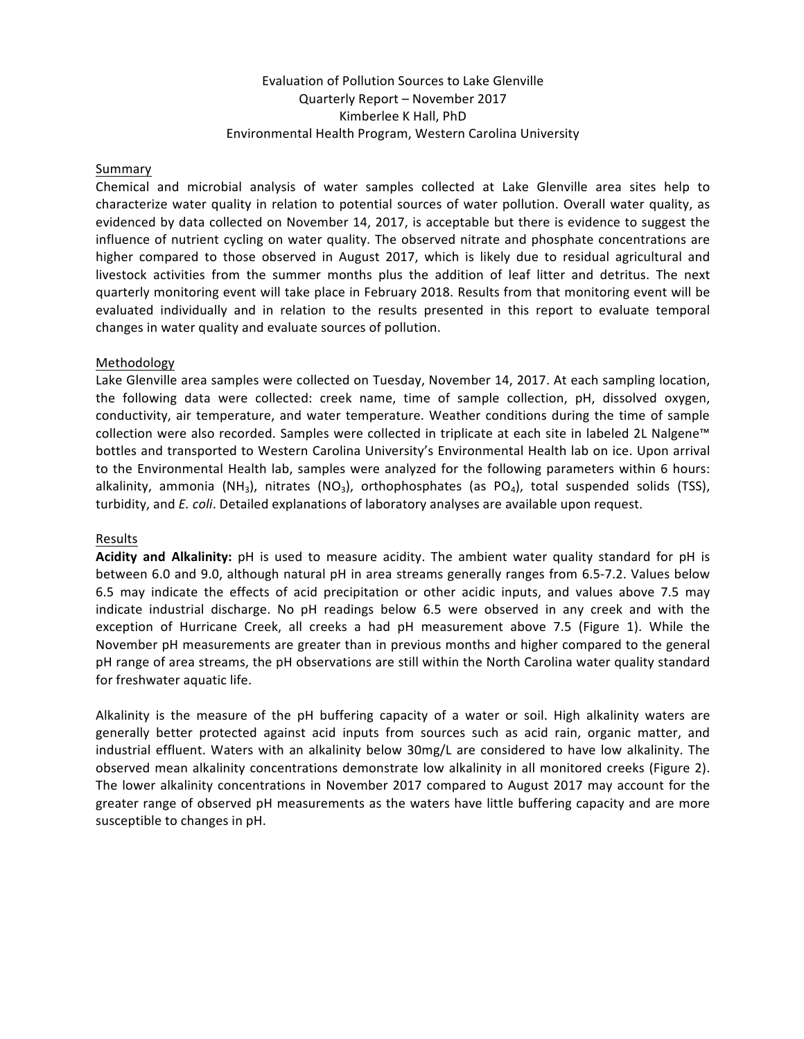# Evaluation of Pollution Sources to Lake Glenville

Quarterly Report – November 2017

Kimberlee K Hall, PhD

Environmental Health Program, Western Carolina University

## Summary

Chemical and microbial analysis of water samples collected at Lake Glenville area sites help to characterize water quality in relation to potential sources of water pollution. Overall water quality, as evidenced by data collected on November 14, 2017, is acceptable but there is evidence to suggest the influence of nutrient cycling on water quality. The observed nitrate and phosphate concentrations are higher compared to those observed in August 2017, which is likely due to residual agricultural and livestock activities from the summer months plus the addition of leaf litter and detritus. The next quarterly monitoring event will take place in February 2018. Results from that monitoring event will be evaluated individually and in relation to the results presented in this report to evaluate temporal changes in water quality and evaluate sources of pollution.

## Methodology

Lake Glenville area samples were collected on Tuesday, November 14, 2017. At each sampling location, the following data were collected: creek name, time of sample collection, pH, dissolved oxygen, conductivity, air temperature, and water temperature. Weather conditions during the time of sample collection were also recorded. Samples were collected in triplicate at each site in labeled 2L Nalgene™ bottles and transported to Western Carolina University's Environmental Health lab on ice. Upon arrival to the Environmental Health lab, samples were analyzed for the following parameters within 6 hours: alkalinity, ammonia ($NH_3$), nitrates ($NO_3$), orthophosphates (as $PO_4$), total suspended solids (TSS), turbidity, and *E. coli*. Detailed explanations of laboratory analyses are available upon request.

## Results

**Acidity and Alkalinity:** pH is used to measure acidity. The ambient water quality standard for pH is between 6.0 and 9.0, although natural pH in area streams generally ranges from 6.5-7.2. Values below 6.5 may indicate the effects of acid precipitation or other acidic inputs, and values above 7.5 may indicate industrial discharge. No pH readings below 6.5 were observed in any creek and with the exception of Hurricane Creek, all creeks a had pH measurement above 7.5 (Figure 1). While the November pH measurements are greater than in previous months and higher compared to the general pH range of area streams, the pH observations are still within the North Carolina water quality standard for freshwater aquatic life.

Alkalinity is the measure of the pH buffering capacity of a water or soil. High alkalinity waters are generally better protected against acid inputs from sources such as acid rain, organic matter, and industrial effluent. Waters with an alkalinity below 30mg/L are considered to have low alkalinity. The observed mean alkalinity concentrations demonstrate low alkalinity in all monitored creeks (Figure 2). The lower alkalinity concentrations in November 2017 compared to August 2017 may account for the greater range of observed pH measurements as the waters have little buffering capacity and are more susceptible to changes in pH.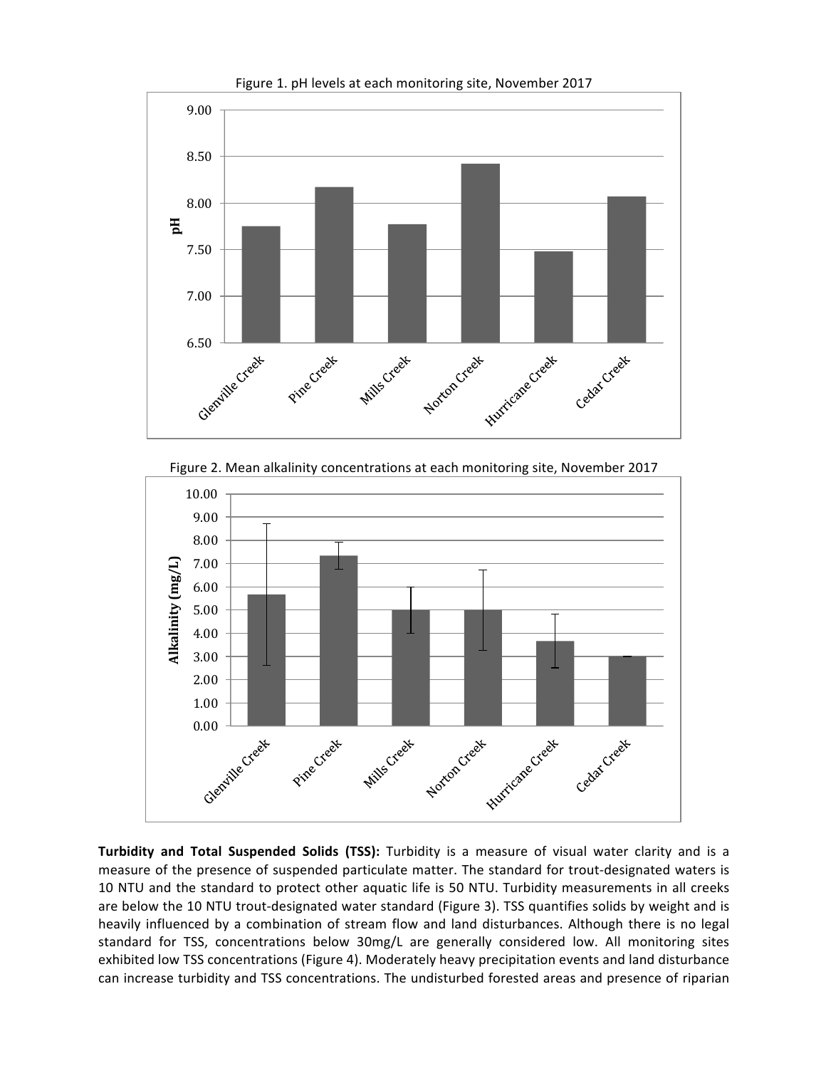Figure 1. pH levels at each monitoring site, November 2017

Figure 2. Mean alkalinity concentrations at each monitoring site, November 2017

**Turbidity and Total Suspended Solids (TSS):** Turbidity is a measure of visual water clarity and is a measure of the presence of suspended particulate matter. The standard for trout-designated waters is 10 NTU and the standard to protect other aquatic life is 50 NTU. Turbidity measurements in all creeks are below the 10 NTU trout-designated water standard (Figure 3). TSS quantifies solids by weight and is heavily influenced by a combination of stream flow and land disturbances. Although there is no legal standard for TSS, concentrations below 30mg/L are generally considered low. All monitoring sites exhibited low TSS concentrations (Figure 4). Moderately heavy precipitation events and land disturbance can increase turbidity and TSS concentrations. The undisturbed forested areas and presence of riparian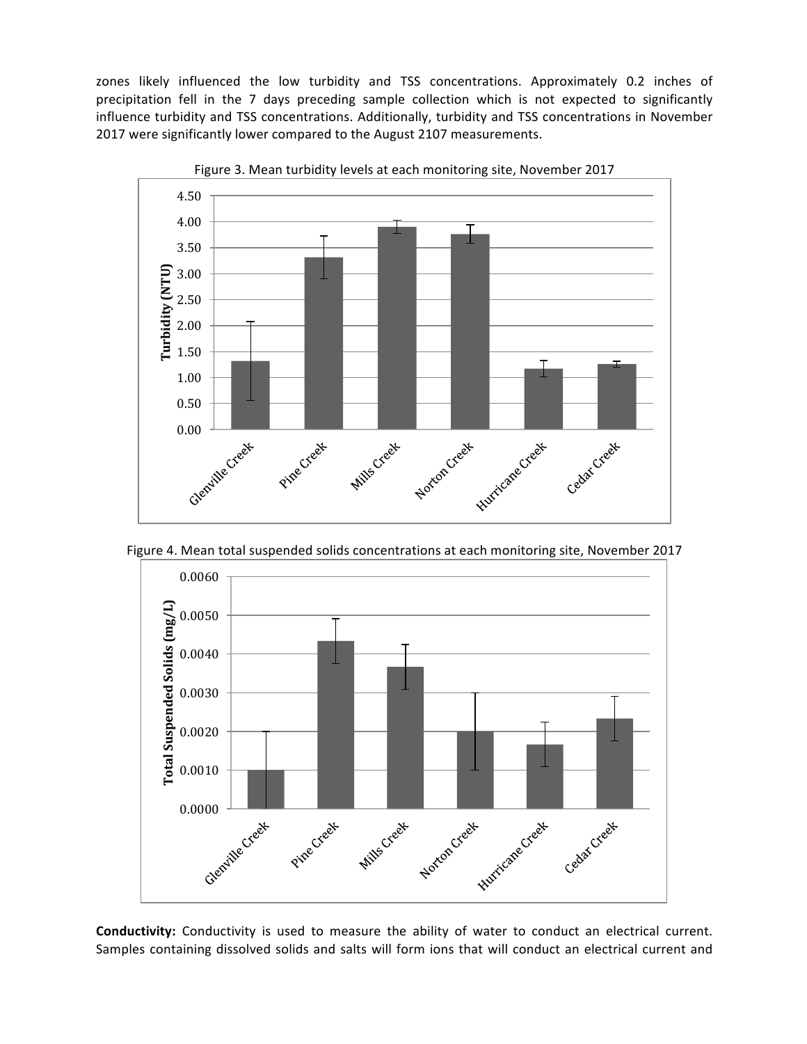zones likely influenced the low turbidity and TSS concentrations. Approximately 0.2 inches of precipitation fell in the 7 days preceding sample collection which is not expected to significantly influence turbidity and TSS concentrations. Additionally, turbidity and TSS concentrations in November 2017 were significantly lower compared to the August 2107 measurements.

Figure 3. Mean turbidity levels at each monitoring site, November 2017

Figure 4. Mean total suspended solids concentrations at each monitoring site, November 2017

**Conductivity:** Conductivity is used to measure the ability of water to conduct an electrical current. Samples containing dissolved solids and salts will form ions that will conduct an electrical current and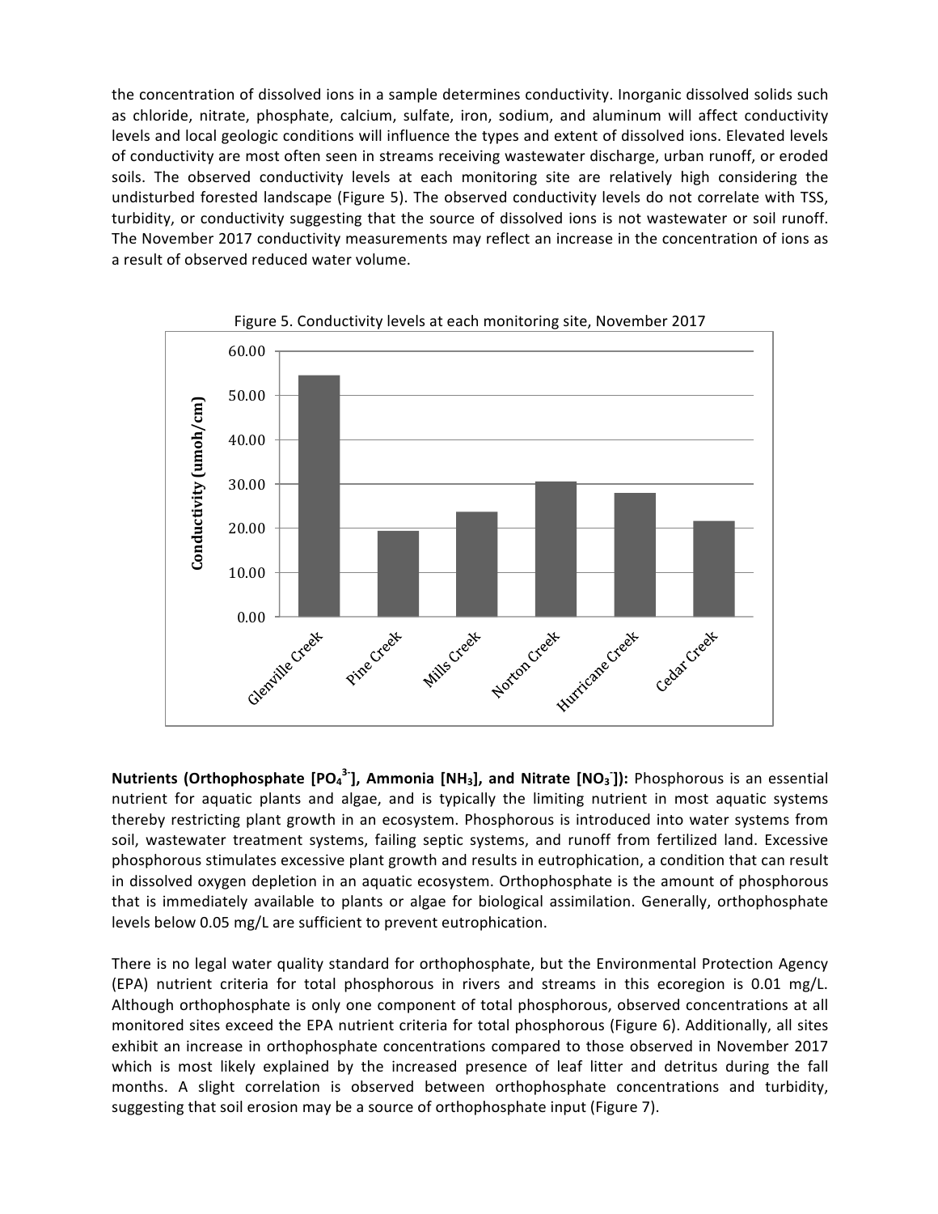the concentration of dissolved ions in a sample determines conductivity. Inorganic dissolved solids such as chloride, nitrate, phosphate, calcium, sulfate, iron, sodium, and aluminum will affect conductivity levels and local geologic conditions will influence the types and extent of dissolved ions. Elevated levels of conductivity are most often seen in streams receiving wastewater discharge, urban runoff, or eroded soils. The observed conductivity levels at each monitoring site are relatively high considering the undisturbed forested landscape (Figure 5). The observed conductivity levels do not correlate with TSS, turbidity, or conductivity suggesting that the source of dissolved ions is not wastewater or soil runoff. The November 2017 conductivity measurements may reflect an increase in the concentration of ions as a result of observed reduced water volume.

Figure 5. Conductivity levels at each monitoring site, November 2017

**Nutrients (Orthophosphate [$PO_4^{3-}$], Ammonia [$NH_3$], and Nitrate [$NO_3^-$]):** Phosphorous is an essential nutrient for aquatic plants and algae, and is typically the limiting nutrient in most aquatic systems thereby restricting plant growth in an ecosystem. Phosphorous is introduced into water systems from soil, wastewater treatment systems, failing septic systems, and runoff from fertilized land. Excessive phosphorous stimulates excessive plant growth and results in eutrophication, a condition that can result in dissolved oxygen depletion in an aquatic ecosystem. Orthophosphate is the amount of phosphorous that is immediately available to plants or algae for biological assimilation. Generally, orthophosphate levels below 0.05 mg/L are sufficient to prevent eutrophication.

There is no legal water quality standard for orthophosphate, but the Environmental Protection Agency (EPA) nutrient criteria for total phosphorous in rivers and streams in this ecoregion is 0.01 mg/L. Although orthophosphate is only one component of total phosphorous, observed concentrations at all monitored sites exceed the EPA nutrient criteria for total phosphorous (Figure 6). Additionally, all sites exhibit an increase in orthophosphate concentrations compared to those observed in November 2017 which is most likely explained by the increased presence of leaf litter and detritus during the fall months. A slight correlation is observed between orthophosphate concentrations and turbidity, suggesting that soil erosion may be a source of orthophosphate input (Figure 7).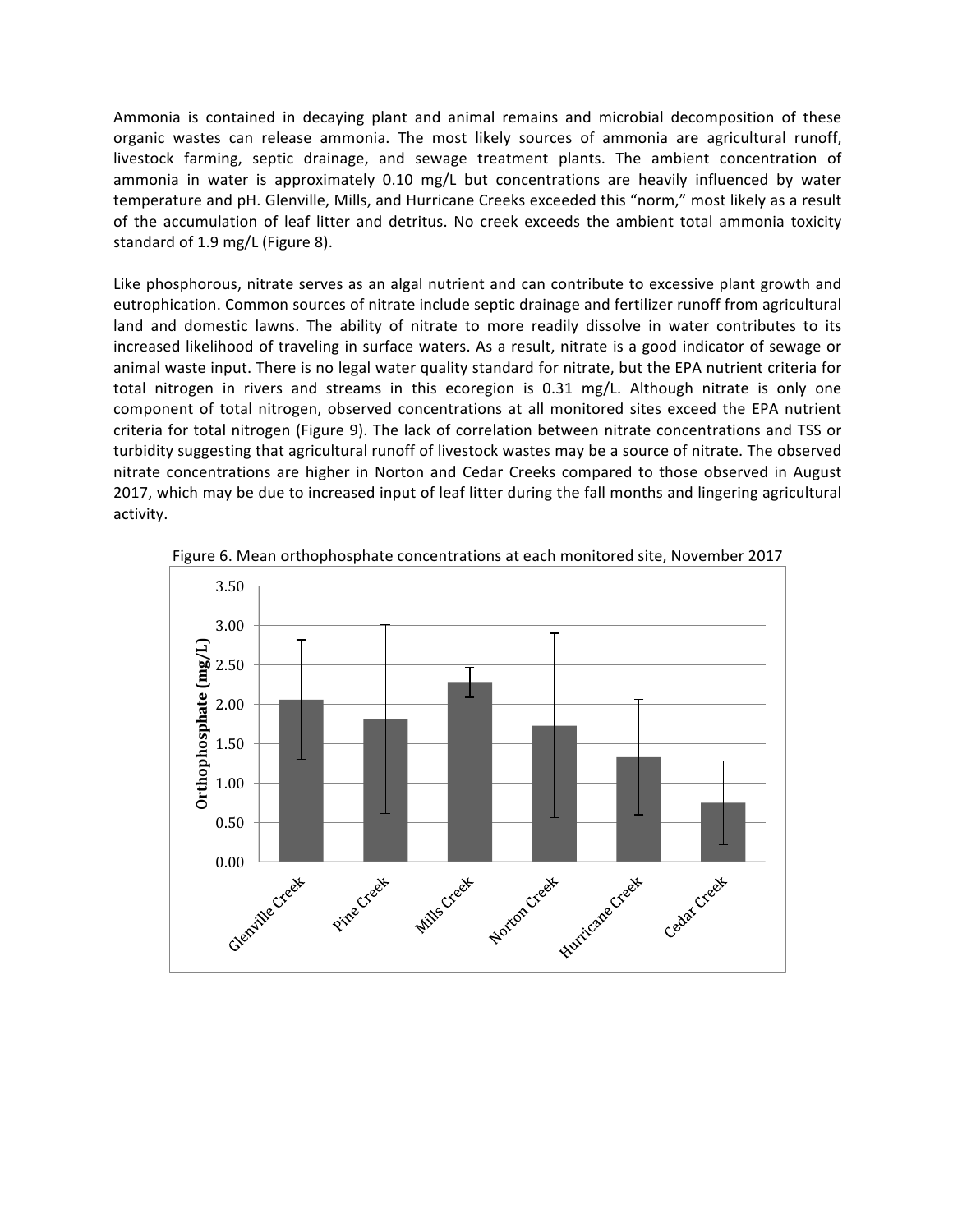Ammonia is contained in decaying plant and animal remains and microbial decomposition of these organic wastes can release ammonia. The most likely sources of ammonia are agricultural runoff, livestock farming, septic drainage, and sewage treatment plants. The ambient concentration of ammonia in water is approximately 0.10 mg/L but concentrations are heavily influenced by water temperature and pH. Glenville, Mills, and Hurricane Creeks exceeded this "norm," most likely as a result of the accumulation of leaf litter and detritus. No creek exceeds the ambient total ammonia toxicity standard of 1.9 mg/L (Figure 8).

Like phosphorous, nitrate serves as an algal nutrient and can contribute to excessive plant growth and eutrophication. Common sources of nitrate include septic drainage and fertilizer runoff from agricultural land and domestic lawns. The ability of nitrate to more readily dissolve in water contributes to its increased likelihood of traveling in surface waters. As a result, nitrate is a good indicator of sewage or animal waste input. There is no legal water quality standard for nitrate, but the EPA nutrient criteria for total nitrogen in rivers and streams in this ecoregion is 0.31 mg/L. Although nitrate is only one component of total nitrogen, observed concentrations at all monitored sites exceed the EPA nutrient criteria for total nitrogen (Figure 9). The lack of correlation between nitrate concentrations and TSS or turbidity suggesting that agricultural runoff of livestock wastes may be a source of nitrate. The observed nitrate concentrations are higher in Norton and Cedar Creeks compared to those observed in August 2017, which may be due to increased input of leaf litter during the fall months and lingering agricultural activity.

Figure 6. Mean orthophosphate concentrations at each monitored site, November 2017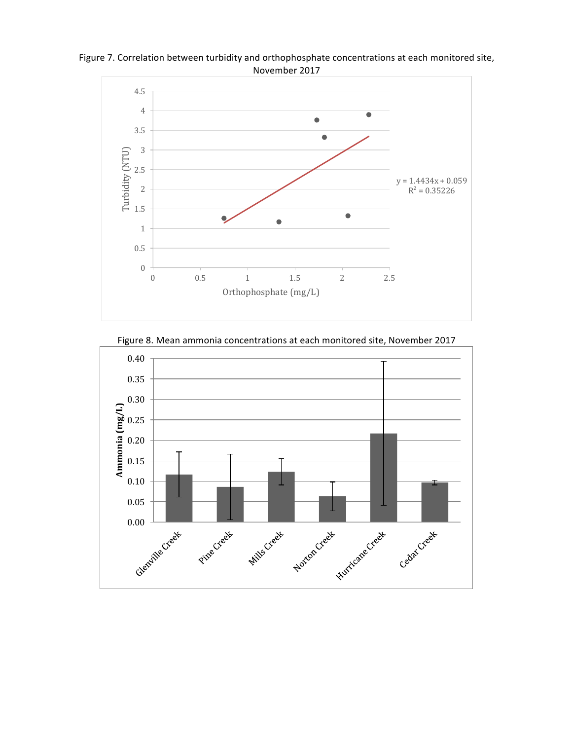Figure 7. Correlation between turbidity and orthophosphate concentrations at each monitored site, November 2017

Figure 8. Mean ammonia concentrations at each monitored site, November 2017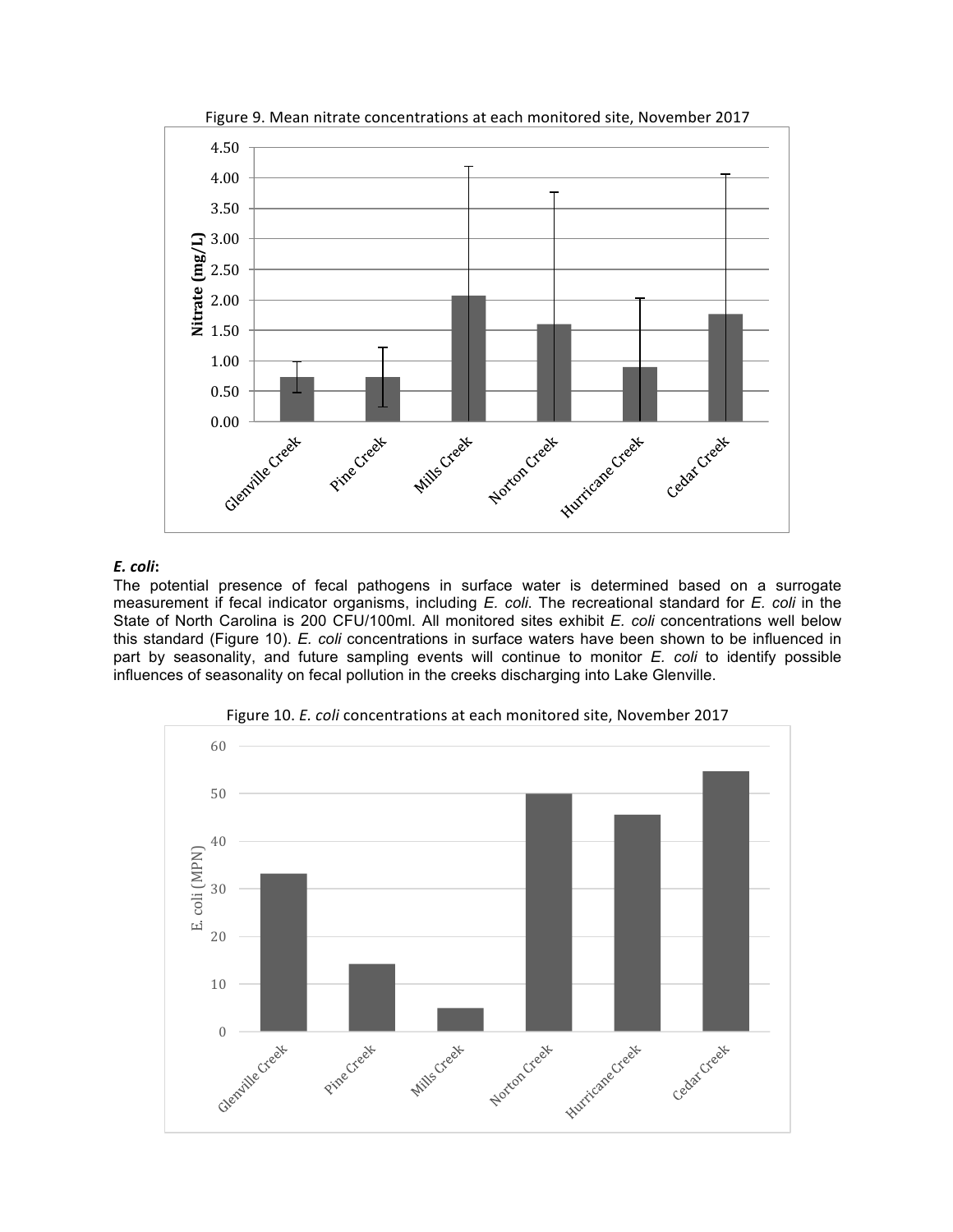Figure 9. Mean nitrate concentrations at each monitored site, November 2017

***E. coli*:**

The potential presence of fecal pathogens in surface water is determined based on a surrogate measurement if fecal indicator organisms, including *E. coli*. The recreational standard for *E. coli* in the State of North Carolina is 200 CFU/100ml. All monitored sites exhibit *E. coli* concentrations well below this standard (Figure 10). *E. coli* concentrations in surface waters have been shown to be influenced in part by seasonality, and future sampling events will continue to monitor *E. coli* to identify possible influences of seasonality on fecal pollution in the creeks discharging into Lake Glenville.

Figure 10. *E. coli* concentrations at each monitored site, November 2017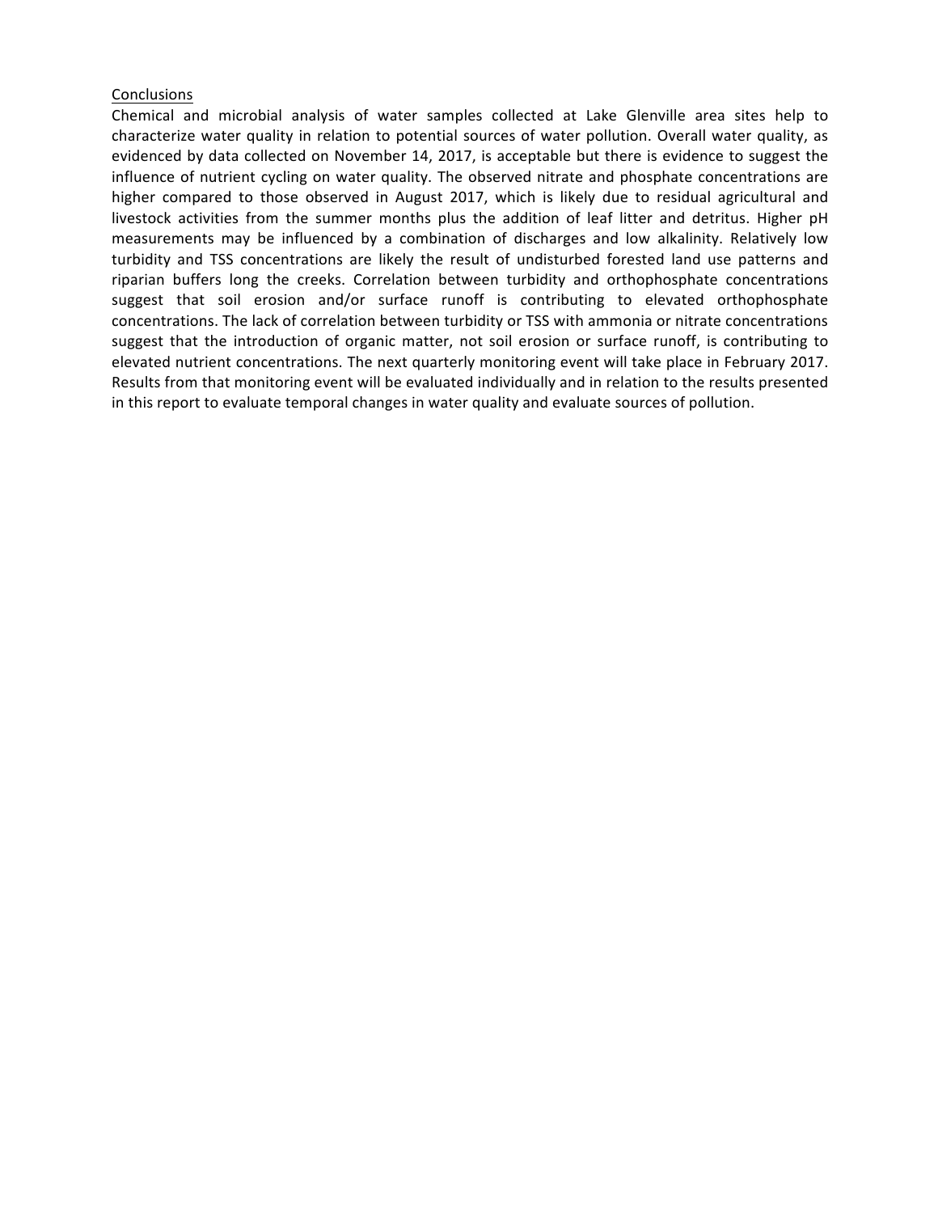## Conclusions

Chemical and microbial analysis of water samples collected at Lake Glenville area sites help to characterize water quality in relation to potential sources of water pollution. Overall water quality, as evidenced by data collected on November 14, 2017, is acceptable but there is evidence to suggest the influence of nutrient cycling on water quality. The observed nitrate and phosphate concentrations are higher compared to those observed in August 2017, which is likely due to residual agricultural and livestock activities from the summer months plus the addition of leaf litter and detritus. Higher pH measurements may be influenced by a combination of discharges and low alkalinity. Relatively low turbidity and TSS concentrations are likely the result of undisturbed forested land use patterns and riparian buffers long the creeks. Correlation between turbidity and orthophosphate concentrations suggest that soil erosion and/or surface runoff is contributing to elevated orthophosphate concentrations. The lack of correlation between turbidity or TSS with ammonia or nitrate concentrations suggest that the introduction of organic matter, not soil erosion or surface runoff, is contributing to elevated nutrient concentrations. The next quarterly monitoring event will take place in February 2017. Results from that monitoring event will be evaluated individually and in relation to the results presented in this report to evaluate temporal changes in water quality and evaluate sources of pollution.